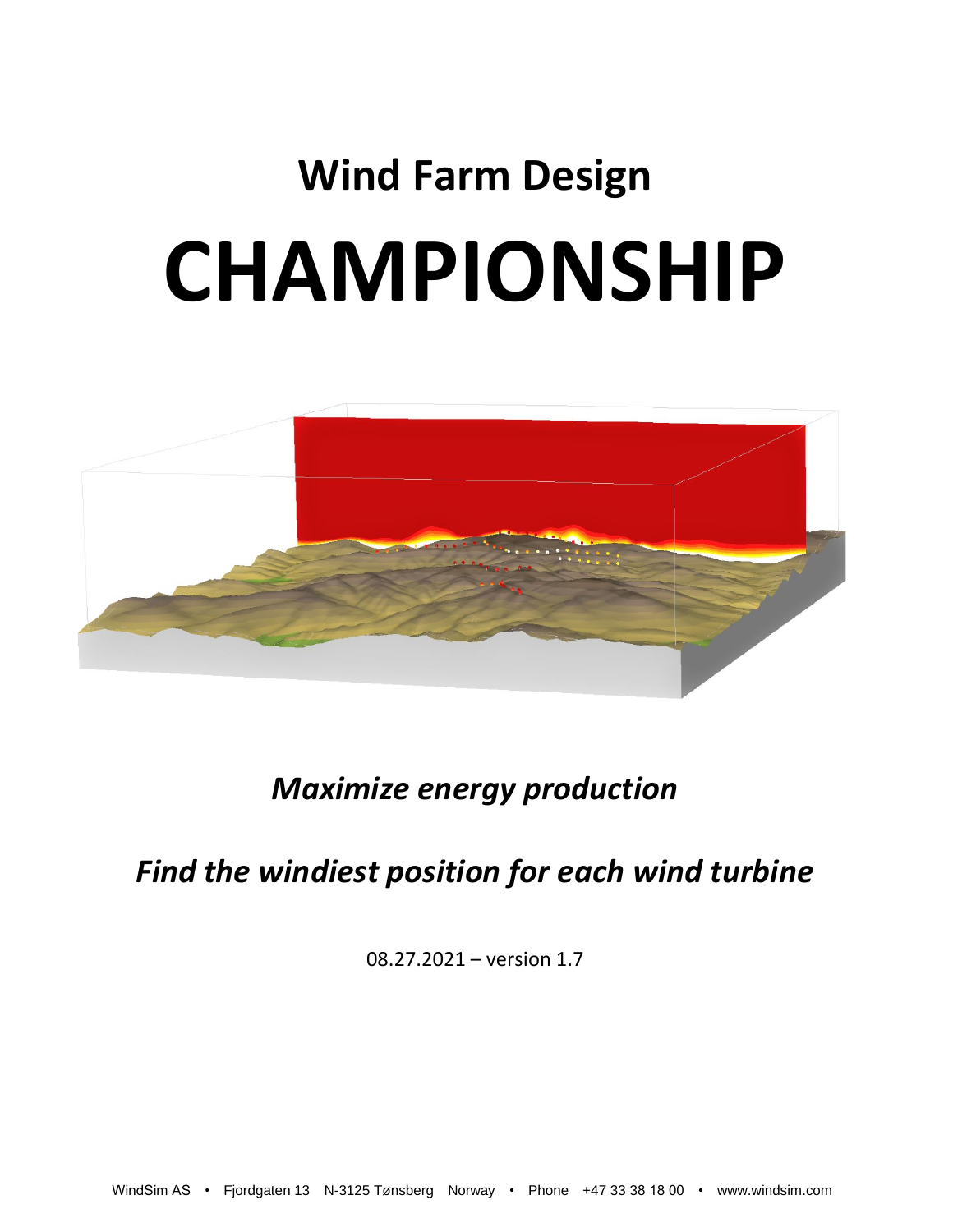# Wind Farm Design

# CHAMPIONSHIP

*Maximize energy production*

*Find the windiest position for each wind turbine*

08.27.2021 – version 1.7

WindSim AS • Fjordgaten 13 N-3125 Tønsberg Norway • Phone +47 33 38 18 00 • www.windsim.com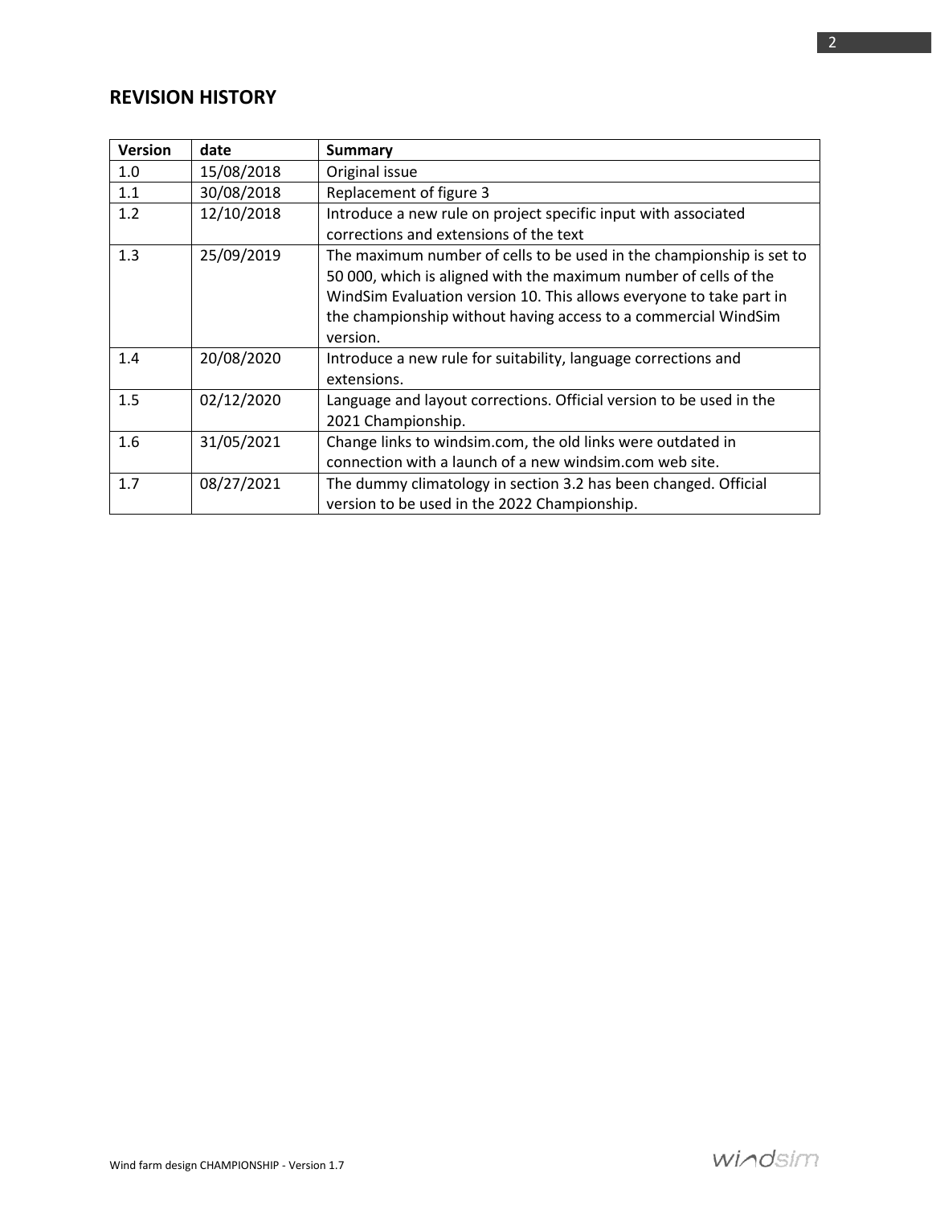## REVISION HISTORY

| Version | date | Summary |
|---|---|---|
| 1.0 | 15/08/2018 | Original issue |
| 1.1 | 30/08/2018 | Replacement of figure 3 |
| 1.2 | 12/10/2018 | Introduce a new rule on project specific input with associated corrections and extensions of the text |
| 1.3 | 25/09/2019 | The maximum number of cells to be used in the championship is set to 50 000, which is aligned with the maximum number of cells of the WindSim Evaluation version 10. This allows everyone to take part in the championship without having access to a commercial WindSim version. |
| 1.4 | 20/08/2020 | Introduce a new rule for suitability, language corrections and extensions. |
| 1.5 | 02/12/2020 | Language and layout corrections. Official version to be used in the 2021 Championship. |
| 1.6 | 31/05/2021 | Change links to windsim.com, the old links were outdated in connection with a launch of a new windsim.com web site. |
| 1.7 | 08/27/2021 | The dummy climatology in section 3.2 has been changed. Official version to be used in the 2022 Championship. |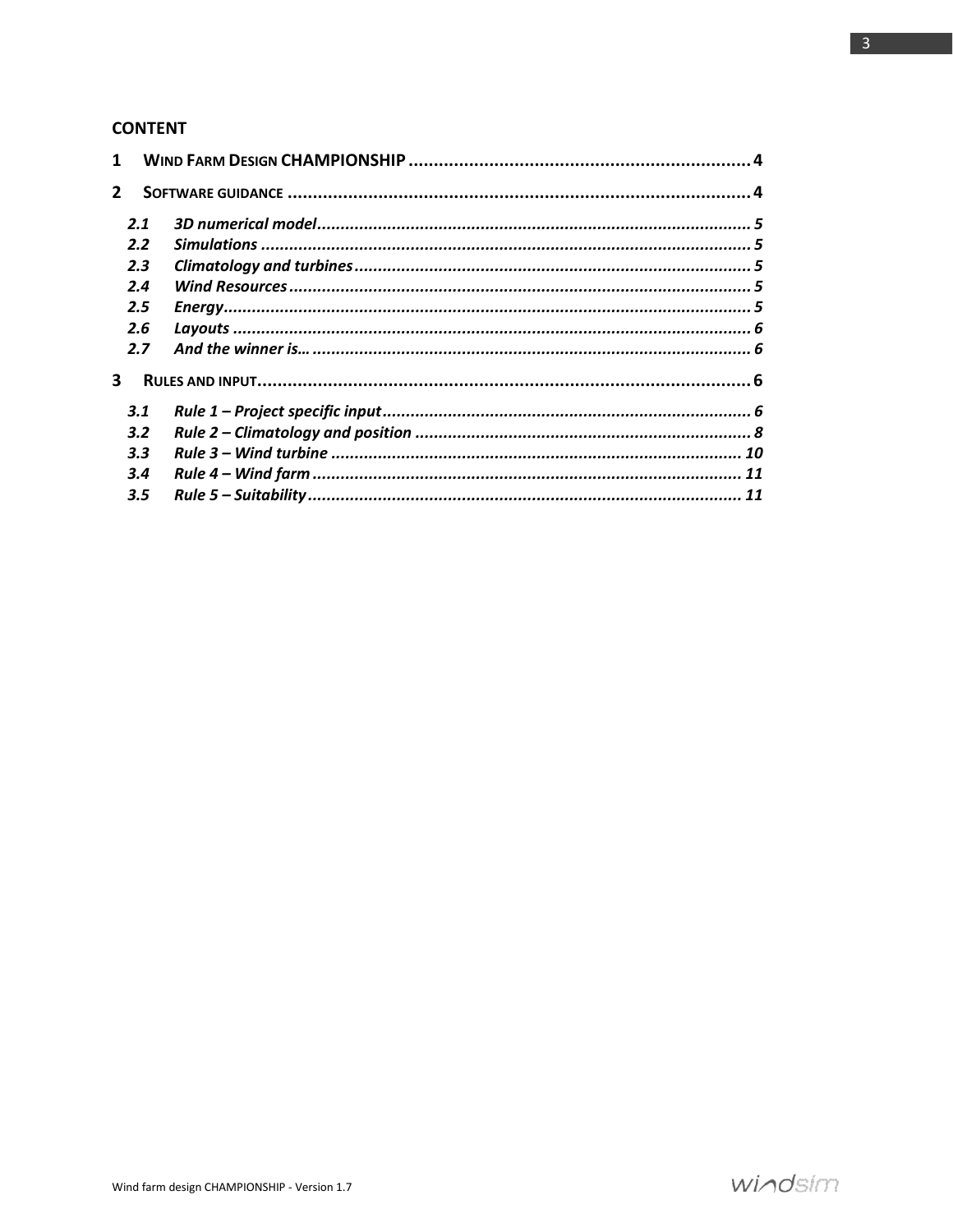**CONTENT**

1 WIND FARM DESIGN CHAMPIONSHIP ........................................................................ 4

2 SOFTWARE GUIDANCE ........................................................................................ 4

- *2.1 3D numerical model* ........................................................................................ 5
- *2.2 Simulations* ..................................................................................................... 5
- *2.3 Climatology and turbines* ............................................................................... 5
- *2.4 Wind Resources* .............................................................................................. 5
- *2.5 Energy* ............................................................................................................. 5
- *2.6 Layouts* ........................................................................................................... 6
- *2.7 And the winner is…* ........................................................................................ 6

3 RULES AND INPUT .............................................................................................. 6

- *3.1 Rule 1 – Project specific input* ....................................................................... 6
- *3.2 Rule 2 – Climatology and position* ................................................................. 8
- *3.3 Rule 3 – Wind turbine* .................................................................................. 10
- *3.4 Rule 4 – Wind farm* ...................................................................................... 11
- *3.5 Rule 5 – Suitability* ....................................................................................... 11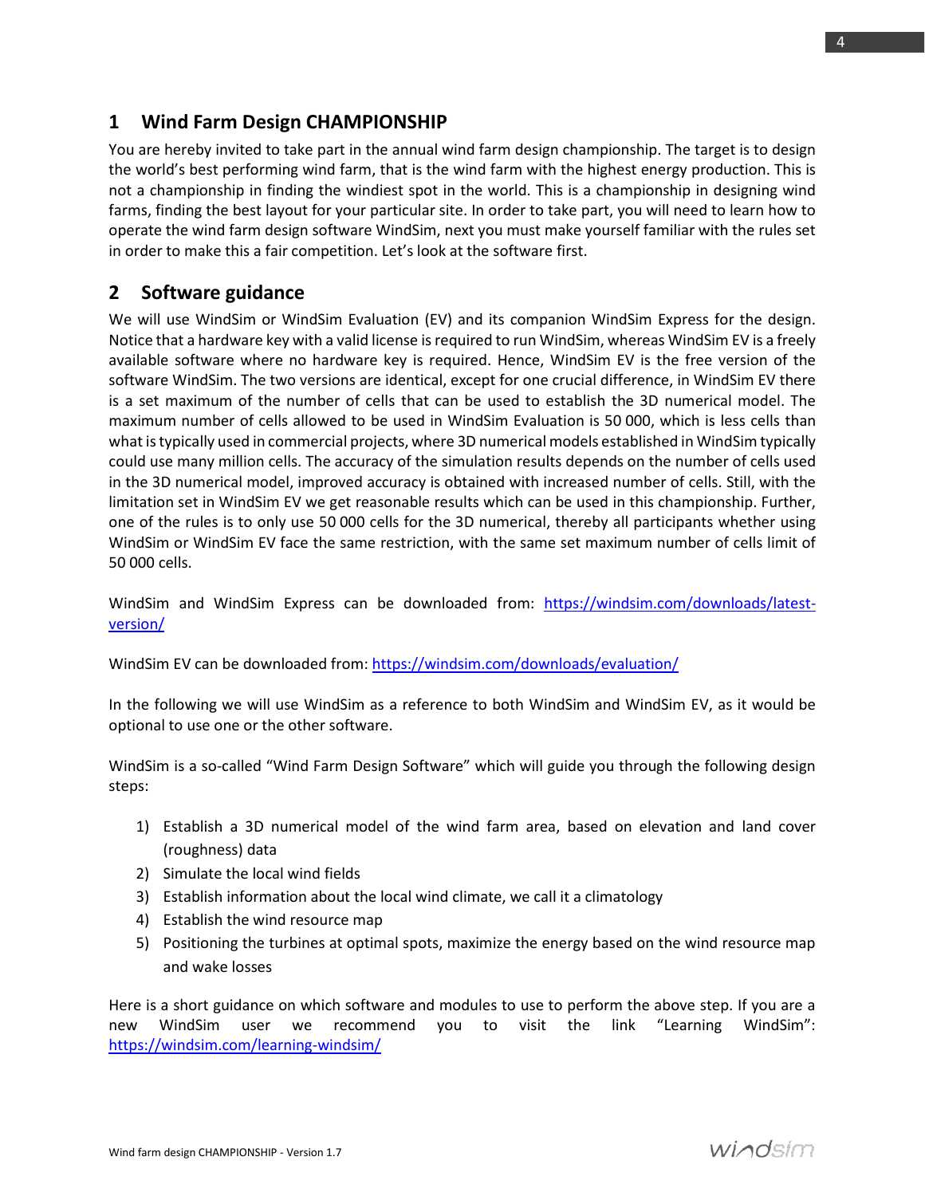# 1 Wind Farm Design CHAMPIONSHIP

You are hereby invited to take part in the annual wind farm design championship. The target is to design the world's best performing wind farm, that is the wind farm with the highest energy production. This is not a championship in finding the windiest spot in the world. This is a championship in designing wind farms, finding the best layout for your particular site. In order to take part, you will need to learn how to operate the wind farm design software WindSim, next you must make yourself familiar with the rules set in order to make this a fair competition. Let's look at the software first.

# 2 Software guidance

We will use WindSim or WindSim Evaluation (EV) and its companion WindSim Express for the design. Notice that a hardware key with a valid license is required to run WindSim, whereas WindSim EV is a freely available software where no hardware key is required. Hence, WindSim EV is the free version of the software WindSim. The two versions are identical, except for one crucial difference, in WindSim EV there is a set maximum of the number of cells that can be used to establish the 3D numerical model. The maximum number of cells allowed to be used in WindSim Evaluation is 50 000, which is less cells than what is typically used in commercial projects, where 3D numerical models established in WindSim typically could use many million cells. The accuracy of the simulation results depends on the number of cells used in the 3D numerical model, improved accuracy is obtained with increased number of cells. Still, with the limitation set in WindSim EV we get reasonable results which can be used in this championship. Further, one of the rules is to only use 50 000 cells for the 3D numerical, thereby all participants whether using WindSim or WindSim EV face the same restriction, with the same set maximum number of cells limit of 50 000 cells.

WindSim and WindSim Express can be downloaded from: https://windsim.com/downloads/latest-version/

WindSim EV can be downloaded from: https://windsim.com/downloads/evaluation/

In the following we will use WindSim as a reference to both WindSim and WindSim EV, as it would be optional to use one or the other software.

WindSim is a so-called "Wind Farm Design Software" which will guide you through the following design steps:

1) Establish a 3D numerical model of the wind farm area, based on elevation and land cover (roughness) data
2) Simulate the local wind fields
3) Establish information about the local wind climate, we call it a climatology
4) Establish the wind resource map
5) Positioning the turbines at optimal spots, maximize the energy based on the wind resource map and wake losses

Here is a short guidance on which software and modules to use to perform the above step. If you are a new WindSim user we recommend you to visit the link "Learning WindSim": https://windsim.com/learning-windsim/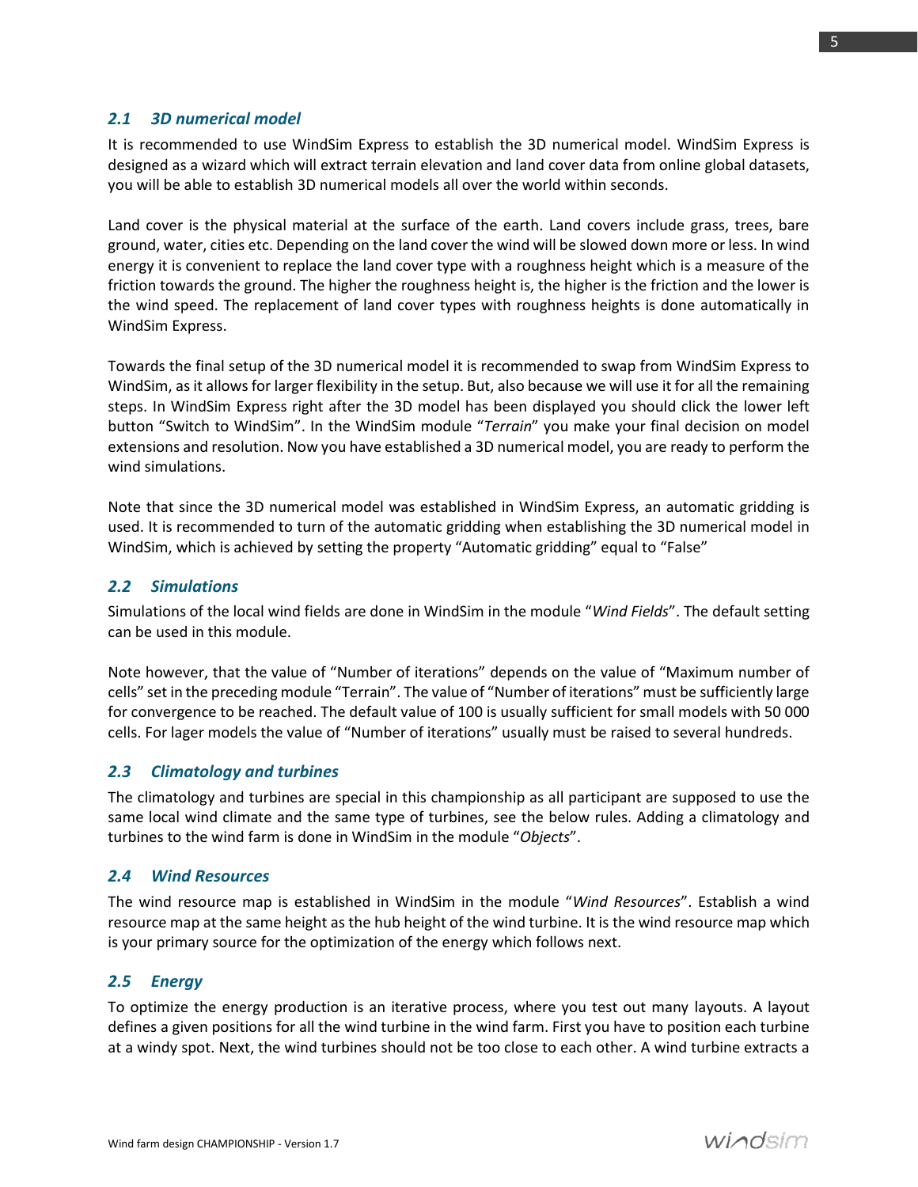### 2.1 3D numerical model

It is recommended to use WindSim Express to establish the 3D numerical model. WindSim Express is designed as a wizard which will extract terrain elevation and land cover data from online global datasets, you will be able to establish 3D numerical models all over the world within seconds.

Land cover is the physical material at the surface of the earth. Land covers include grass, trees, bare ground, water, cities etc. Depending on the land cover the wind will be slowed down more or less. In wind energy it is convenient to replace the land cover type with a roughness height which is a measure of the friction towards the ground. The higher the roughness height is, the higher is the friction and the lower is the wind speed. The replacement of land cover types with roughness heights is done automatically in WindSim Express.

Towards the final setup of the 3D numerical model it is recommended to swap from WindSim Express to WindSim, as it allows for larger flexibility in the setup. But, also because we will use it for all the remaining steps. In WindSim Express right after the 3D model has been displayed you should click the lower left button "Switch to WindSim". In the WindSim module "*Terrain*" you make your final decision on model extensions and resolution. Now you have established a 3D numerical model, you are ready to perform the wind simulations.

Note that since the 3D numerical model was established in WindSim Express, an automatic gridding is used. It is recommended to turn of the automatic gridding when establishing the 3D numerical model in WindSim, which is achieved by setting the property "Automatic gridding" equal to "False"

### 2.2 Simulations

Simulations of the local wind fields are done in WindSim in the module "*Wind Fields*". The default setting can be used in this module.

Note however, that the value of "Number of iterations" depends on the value of "Maximum number of cells" set in the preceding module "Terrain". The value of "Number of iterations" must be sufficiently large for convergence to be reached. The default value of 100 is usually sufficient for small models with 50 000 cells. For lager models the value of "Number of iterations" usually must be raised to several hundreds.

### 2.3 Climatology and turbines

The climatology and turbines are special in this championship as all participant are supposed to use the same local wind climate and the same type of turbines, see the below rules. Adding a climatology and turbines to the wind farm is done in WindSim in the module "*Objects*".

### 2.4 Wind Resources

The wind resource map is established in WindSim in the module "*Wind Resources*". Establish a wind resource map at the same height as the hub height of the wind turbine. It is the wind resource map which is your primary source for the optimization of the energy which follows next.

### 2.5 Energy

To optimize the energy production is an iterative process, where you test out many layouts. A layout defines a given positions for all the wind turbine in the wind farm. First you have to position each turbine at a windy spot. Next, the wind turbines should not be too close to each other. A wind turbine extracts a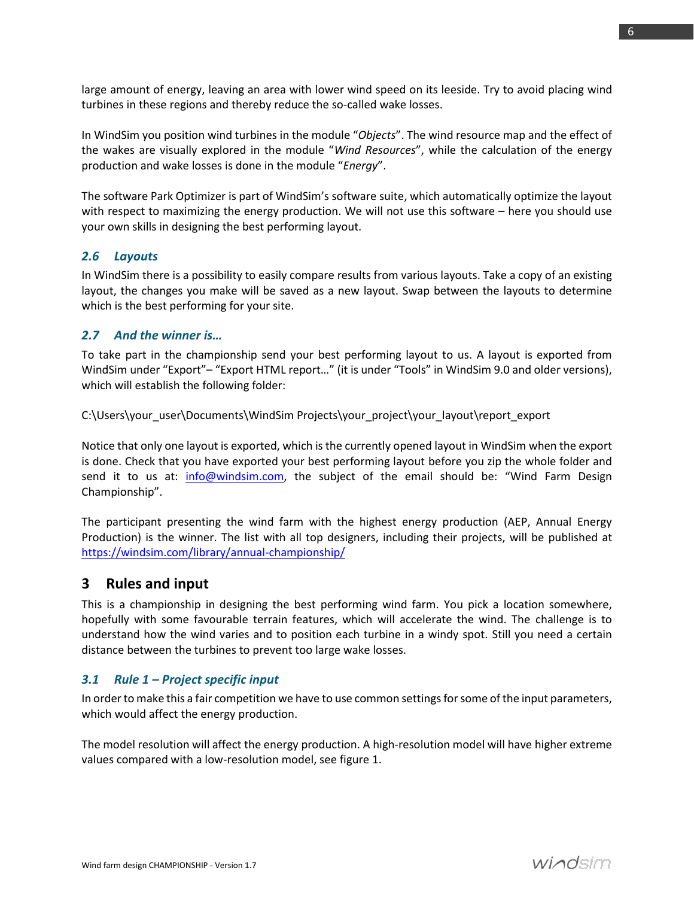large amount of energy, leaving an area with lower wind speed on its leeside. Try to avoid placing wind turbines in these regions and thereby reduce the so-called wake losses.

In WindSim you position wind turbines in the module "*Objects*". The wind resource map and the effect of the wakes are visually explored in the module "*Wind Resources*", while the calculation of the energy production and wake losses is done in the module "*Energy*".

The software Park Optimizer is part of WindSim's software suite, which automatically optimize the layout with respect to maximizing the energy production. We will not use this software – here you should use your own skills in designing the best performing layout.

### *2.6 Layouts*

In WindSim there is a possibility to easily compare results from various layouts. Take a copy of an existing layout, the changes you make will be saved as a new layout. Swap between the layouts to determine which is the best performing for your site.

### *2.7 And the winner is…*

To take part in the championship send your best performing layout to us. A layout is exported from WindSim under "Export"– "Export HTML report…" (it is under "Tools" in WindSim 9.0 and older versions), which will establish the following folder:

C:\Users\your_user\Documents\WindSim Projects\your_project\your_layout\report_export

Notice that only one layout is exported, which is the currently opened layout in WindSim when the export is done. Check that you have exported your best performing layout before you zip the whole folder and send it to us at: [info@windsim.com](mailto:info@windsim.com), the subject of the email should be: "Wind Farm Design Championship".

The participant presenting the wind farm with the highest energy production (AEP, Annual Energy Production) is the winner. The list with all top designers, including their projects, will be published at [https://windsim.com/library/annual-championship/](https://windsim.com/library/annual-championship/)

## 3 Rules and input

This is a championship in designing the best performing wind farm. You pick a location somewhere, hopefully with some favourable terrain features, which will accelerate the wind. The challenge is to understand how the wind varies and to position each turbine in a windy spot. Still you need a certain distance between the turbines to prevent too large wake losses.

### *3.1 Rule 1 – Project specific input*

In order to make this a fair competition we have to use common settings for some of the input parameters, which would affect the energy production.

The model resolution will affect the energy production. A high-resolution model will have higher extreme values compared with a low-resolution model, see figure 1.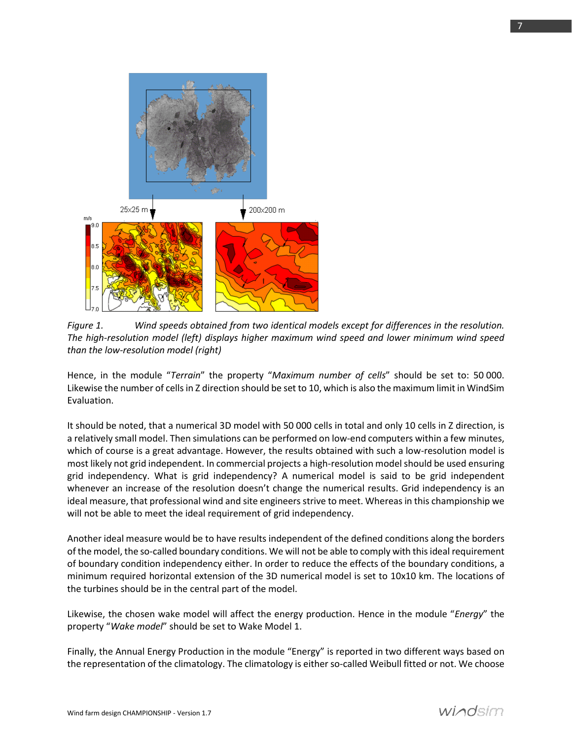*Figure 1.* *Wind speeds obtained from two identical models except for differences in the resolution. The high-resolution model (left) displays higher maximum wind speed and lower minimum wind speed than the low-resolution model (right)*

Hence, in the module "*Terrain*" the property "*Maximum number of cells*" should be set to: 50 000. Likewise the number of cells in Z direction should be set to 10, which is also the maximum limit in WindSim Evaluation.

It should be noted, that a numerical 3D model with 50 000 cells in total and only 10 cells in Z direction, is a relatively small model. Then simulations can be performed on low-end computers within a few minutes, which of course is a great advantage. However, the results obtained with such a low-resolution model is most likely not grid independent. In commercial projects a high-resolution model should be used ensuring grid independency. What is grid independency? A numerical model is said to be grid independent whenever an increase of the resolution doesn't change the numerical results. Grid independency is an ideal measure, that professional wind and site engineers strive to meet. Whereas in this championship we will not be able to meet the ideal requirement of grid independency.

Another ideal measure would be to have results independent of the defined conditions along the borders of the model, the so-called boundary conditions. We will not be able to comply with this ideal requirement of boundary condition independency either. In order to reduce the effects of the boundary conditions, a minimum required horizontal extension of the 3D numerical model is set to 10x10 km. The locations of the turbines should be in the central part of the model.

Likewise, the chosen wake model will affect the energy production. Hence in the module "*Energy*" the property "*Wake model*" should be set to Wake Model 1.

Finally, the Annual Energy Production in the module "Energy" is reported in two different ways based on the representation of the climatology. The climatology is either so-called Weibull fitted or not. We choose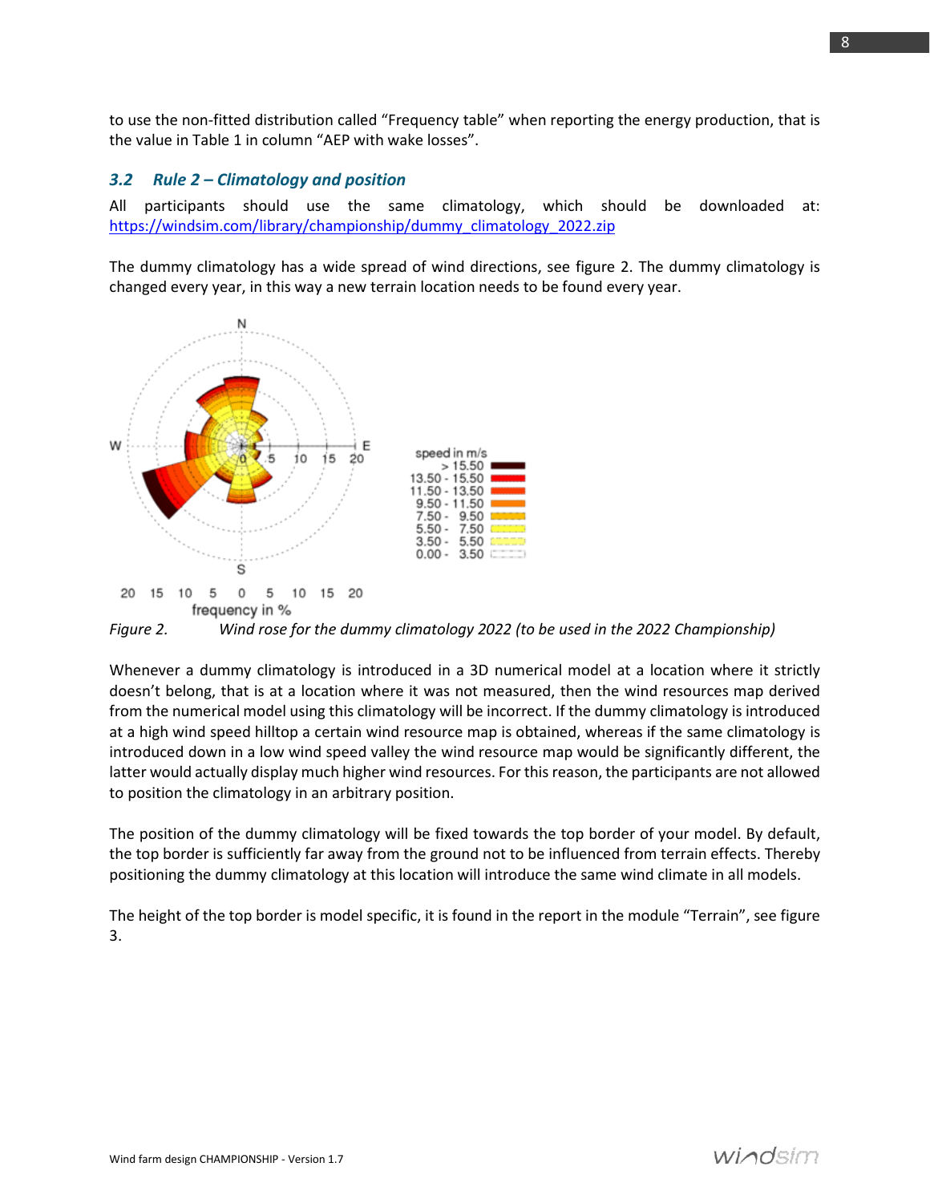to use the non-fitted distribution called "Frequency table" when reporting the energy production, that is the value in Table 1 in column "AEP with wake losses".

### 3.2 Rule 2 – Climatology and position

All participants should use the same climatology, which should be downloaded at: https://windsim.com/library/championship/dummy_climatology_2022.zip

The dummy climatology has a wide spread of wind directions, see figure 2. The dummy climatology is changed every year, in this way a new terrain location needs to be found every year.

*Figure 2. Wind rose for the dummy climatology 2022 (to be used in the 2022 Championship)*

Whenever a dummy climatology is introduced in a 3D numerical model at a location where it strictly doesn't belong, that is at a location where it was not measured, then the wind resources map derived from the numerical model using this climatology will be incorrect. If the dummy climatology is introduced at a high wind speed hilltop a certain wind resource map is obtained, whereas if the same climatology is introduced down in a low wind speed valley the wind resource map would be significantly different, the latter would actually display much higher wind resources. For this reason, the participants are not allowed to position the climatology in an arbitrary position.

The position of the dummy climatology will be fixed towards the top border of your model. By default, the top border is sufficiently far away from the ground not to be influenced from terrain effects. Thereby positioning the dummy climatology at this location will introduce the same wind climate in all models.

The height of the top border is model specific, it is found in the report in the module "Terrain", see figure 3.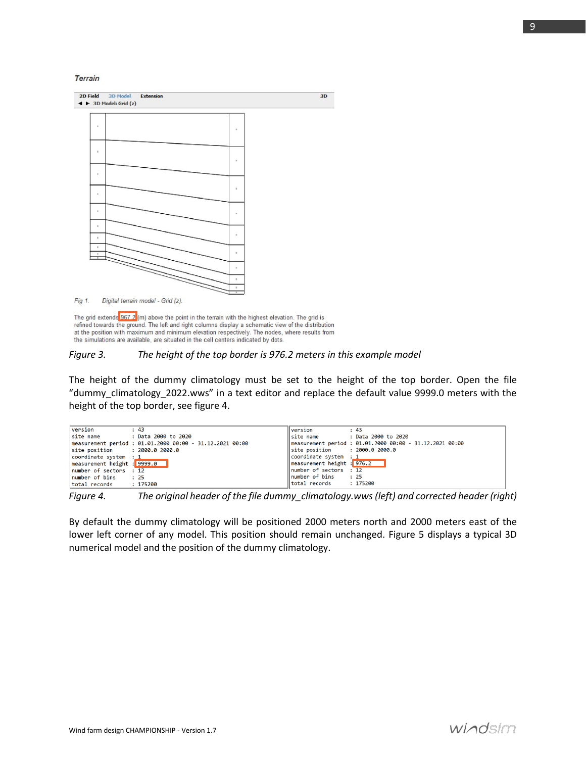Terrain

2D Field | 3D Model | Extension | 3D

3D Model: Grid (z)

Fig 1. Digital terrain model - Grid (z).

The grid extends 967.2 (m) above the point in the terrain with the highest elevation. The grid is refined towards the ground. The left and right columns display a schematic view of the distribution at the position with maximum and minimum elevation respectively. The nodes, where results from the simulations are available, are situated in the cell centers indicated by dots.

*Figure 3. The height of the top border is 976.2 meters in this example model*

The height of the dummy climatology must be set to the height of the top border. Open the file “dummy_climatology_2022.wws” in a text editor and replace the default value 9999.0 meters with the height of the top border, see figure 4.

```
version            : 43
site name          : Data 2000 to 2020
measurement period : 01.01.2000 00:00 - 31.12.2021 00:00
site position      : 2000.0 2000.0
coordinate system  : 1
measurement height : 9999.0
number of sectors  : 12
number of bins     : 25
total records      : 175200
```

```
version            : 43
site name          : Data 2000 to 2020
measurement period : 01.01.2000 00:00 - 31.12.2021 00:00
site position      : 2000.0 2000.0
coordinate system  : 1
measurement height : 976.2
number of sectors  : 12
number of bins     : 25
total records      : 175200
```

*Figure 4. The original header of the file dummy_climatology.wws (left) and corrected header (right)*

By default the dummy climatology will be positioned 2000 meters north and 2000 meters east of the lower left corner of any model. This position should remain unchanged. Figure 5 displays a typical 3D numerical model and the position of the dummy climatology.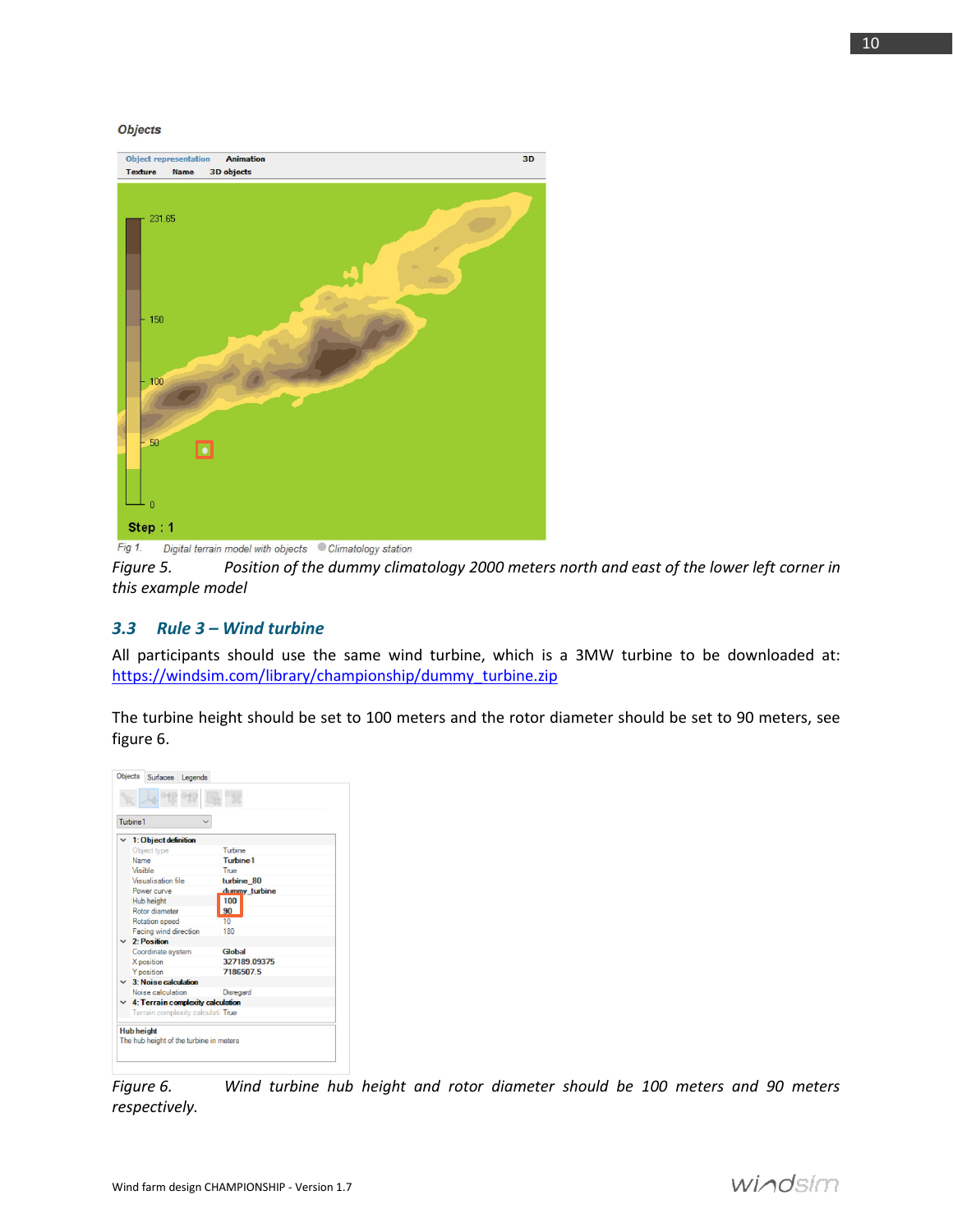Figure 5. Position of the dummy climatology 2000 meters north and east of the lower left corner in this example model

### 3.3 Rule 3 – Wind turbine

All participants should use the same wind turbine, which is a 3MW turbine to be downloaded at: https://windsim.com/library/championship/dummy_turbine.zip

The turbine height should be set to 100 meters and the rotor diameter should be set to 90 meters, see figure 6.

Figure 6. Wind turbine hub height and rotor diameter should be 100 meters and 90 meters respectively.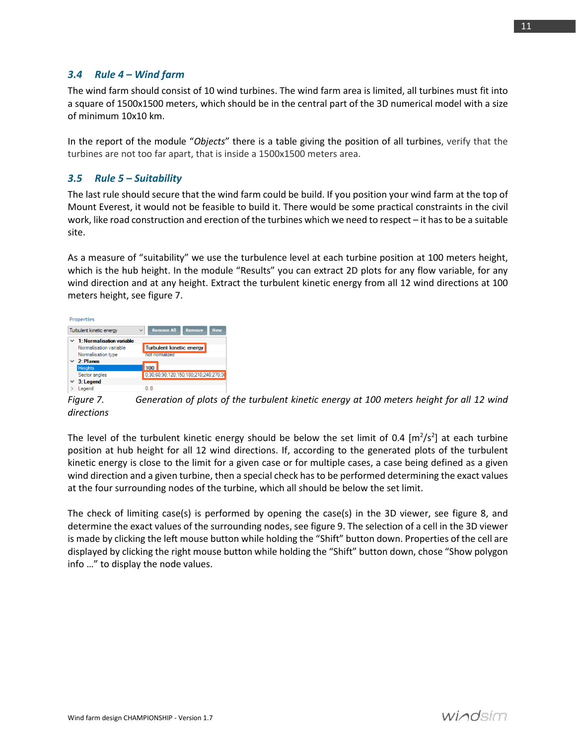### 3.4 Rule 4 – Wind farm

The wind farm should consist of 10 wind turbines. The wind farm area is limited, all turbines must fit into a square of 1500x1500 meters, which should be in the central part of the 3D numerical model with a size of minimum 10x10 km.

In the report of the module "*Objects*" there is a table giving the position of all turbines, verify that the turbines are not too far apart, that is inside a 1500x1500 meters area.

### 3.5 Rule 5 – Suitability

The last rule should secure that the wind farm could be build. If you position your wind farm at the top of Mount Everest, it would not be feasible to build it. There would be some practical constraints in the civil work, like road construction and erection of the turbines which we need to respect – it has to be a suitable site.

As a measure of "suitability" we use the turbulence level at each turbine position at 100 meters height, which is the hub height. In the module "Results" you can extract 2D plots for any flow variable, for any wind direction and at any height. Extract the turbulent kinetic energy from all 12 wind directions at 100 meters height, see figure 7.

*Figure 7. Generation of plots of the turbulent kinetic energy at 100 meters height for all 12 wind directions*

The level of the turbulent kinetic energy should be below the set limit of 0.4 [$m^2/s^2$] at each turbine position at hub height for all 12 wind directions. If, according to the generated plots of the turbulent kinetic energy is close to the limit for a given case or for multiple cases, a case being defined as a given wind direction and a given turbine, then a special check has to be performed determining the exact values at the four surrounding nodes of the turbine, which all should be below the set limit.

The check of limiting case(s) is performed by opening the case(s) in the 3D viewer, see figure 8, and determine the exact values of the surrounding nodes, see figure 9. The selection of a cell in the 3D viewer is made by clicking the left mouse button while holding the "Shift" button down. Properties of the cell are displayed by clicking the right mouse button while holding the "Shift" button down, chose "Show polygon info …" to display the node values.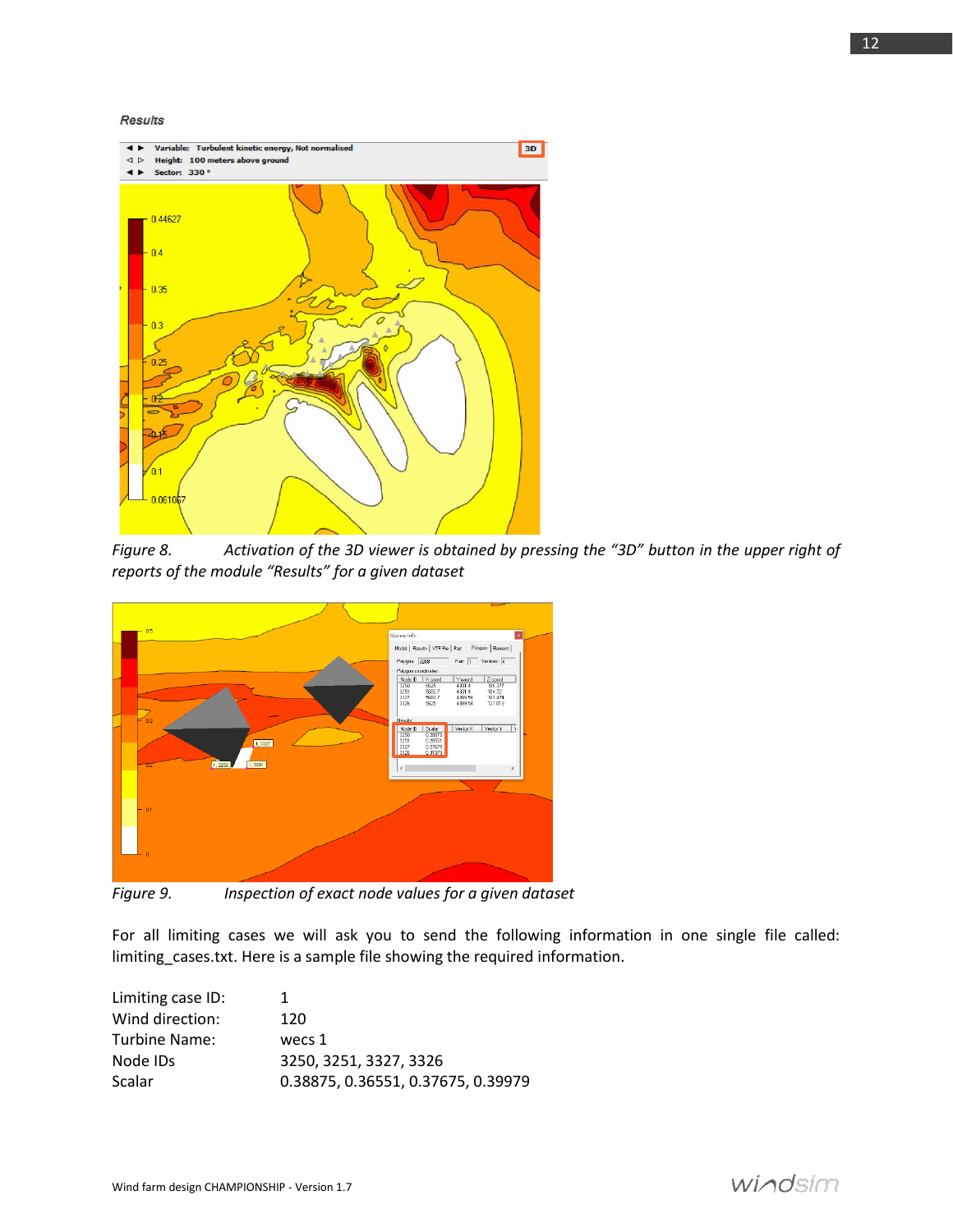Figure 8. Activation of the 3D viewer is obtained by pressing the “3D” button in the upper right of reports of the module “Results” for a given dataset

Figure 9. Inspection of exact node values for a given dataset

For all limiting cases we will ask you to send the following information in one single file called: limiting_cases.txt. Here is a sample file showing the required information.

```
Limiting case ID:   1
Wind direction:     120
Turbine Name:       wecs 1
Node IDs            3250, 3251, 3327, 3326
Scalar              0.38875, 0.36551, 0.37675, 0.39979
```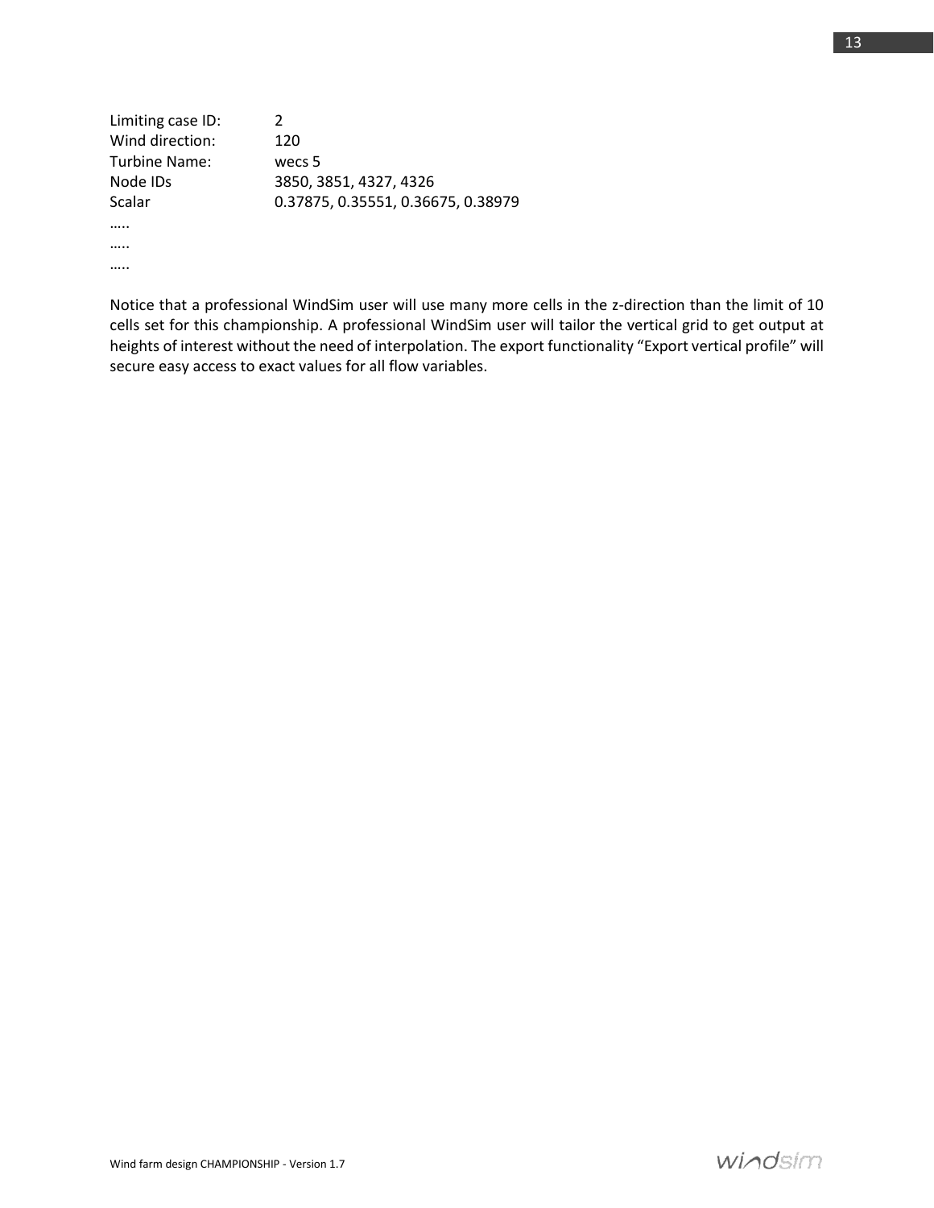| | |
|---|---|
| Limiting case ID: | 2 |
| Wind direction: | 120 |
| Turbine Name: | wecs 5 |
| Node IDs | 3850, 3851, 4327, 4326 |
| Scalar | 0.37875, 0.35551, 0.36675, 0.38979 |

…..

…..

…..

Notice that a professional WindSim user will use many more cells in the z-direction than the limit of 10 cells set for this championship. A professional WindSim user will tailor the vertical grid to get output at heights of interest without the need of interpolation. The export functionality “Export vertical profile” will secure easy access to exact values for all flow variables.